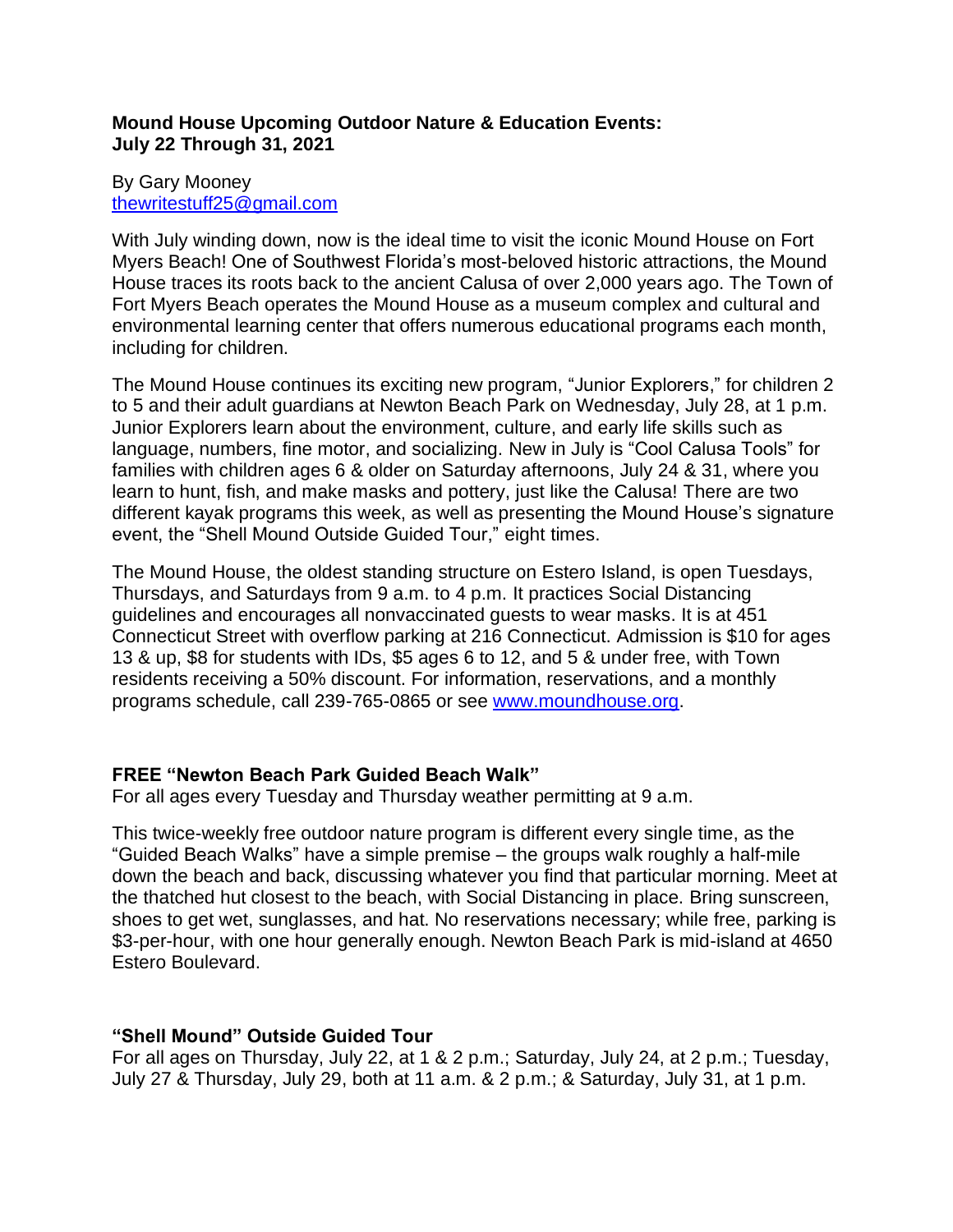**Mound House Upcoming Outdoor Nature & Education Events: July 22 Through 31, 2021**

By Gary Mooney
thewritestuff25@gmail.com

With July winding down, now is the ideal time to visit the iconic Mound House on Fort Myers Beach! One of Southwest Florida's most-beloved historic attractions, the Mound House traces its roots back to the ancient Calusa of over 2,000 years ago. The Town of Fort Myers Beach operates the Mound House as a museum complex and cultural and environmental learning center that offers numerous educational programs each month, including for children.

The Mound House continues its exciting new program, "Junior Explorers," for children 2 to 5 and their adult guardians at Newton Beach Park on Wednesday, July 28, at 1 p.m. Junior Explorers learn about the environment, culture, and early life skills such as language, numbers, fine motor, and socializing. New in July is "Cool Calusa Tools" for families with children ages 6 & older on Saturday afternoons, July 24 & 31, where you learn to hunt, fish, and make masks and pottery, just like the Calusa! There are two different kayak programs this week, as well as presenting the Mound House's signature event, the "Shell Mound Outside Guided Tour," eight times.

The Mound House, the oldest standing structure on Estero Island, is open Tuesdays, Thursdays, and Saturdays from 9 a.m. to 4 p.m. It practices Social Distancing guidelines and encourages all nonvaccinated guests to wear masks. It is at 451 Connecticut Street with overflow parking at 216 Connecticut. Admission is $10 for ages 13 & up, $8 for students with IDs, $5 ages 6 to 12, and 5 & under free, with Town residents receiving a 50% discount. For information, reservations, and a monthly programs schedule, call 239-765-0865 or see www.moundhouse.org.

**FREE "Newton Beach Park Guided Beach Walk"**
For all ages every Tuesday and Thursday weather permitting at 9 a.m.

This twice-weekly free outdoor nature program is different every single time, as the "Guided Beach Walks" have a simple premise – the groups walk roughly a half-mile down the beach and back, discussing whatever you find that particular morning. Meet at the thatched hut closest to the beach, with Social Distancing in place. Bring sunscreen, shoes to get wet, sunglasses, and hat. No reservations necessary; while free, parking is $3-per-hour, with one hour generally enough. Newton Beach Park is mid-island at 4650 Estero Boulevard.

**"Shell Mound" Outside Guided Tour**
For all ages on Thursday, July 22, at 1 & 2 p.m.; Saturday, July 24, at 2 p.m.; Tuesday, July 27 & Thursday, July 29, both at 11 a.m. & 2 p.m.; & Saturday, July 31, at 1 p.m.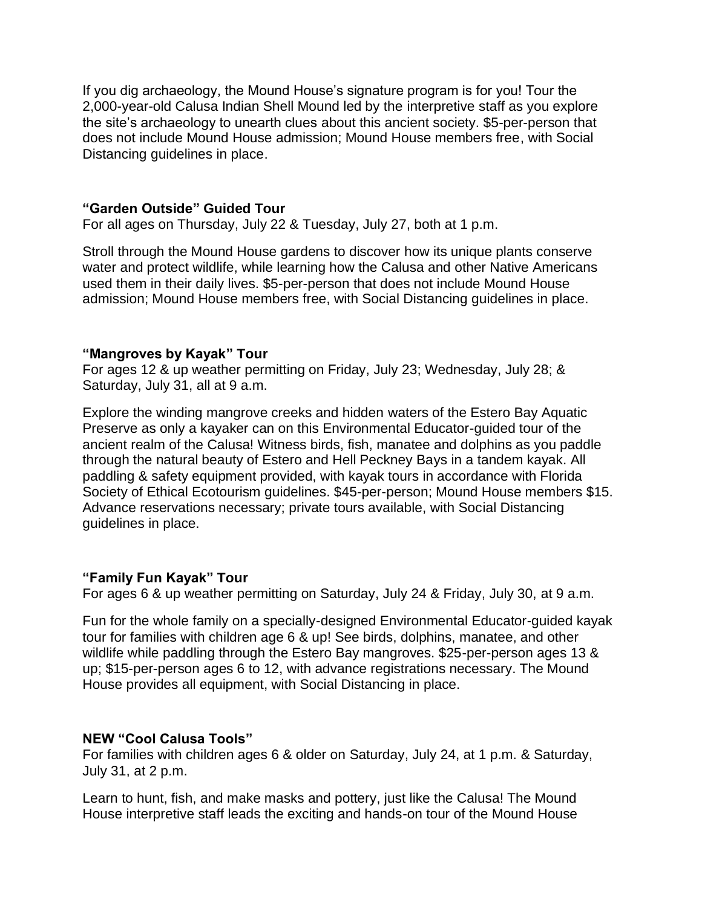If you dig archaeology, the Mound House's signature program is for you! Tour the 2,000-year-old Calusa Indian Shell Mound led by the interpretive staff as you explore the site's archaeology to unearth clues about this ancient society. $5-per-person that does not include Mound House admission; Mound House members free, with Social Distancing guidelines in place.

**"Garden Outside" Guided Tour**
For all ages on Thursday, July 22 & Tuesday, July 27, both at 1 p.m.

Stroll through the Mound House gardens to discover how its unique plants conserve water and protect wildlife, while learning how the Calusa and other Native Americans used them in their daily lives. $5-per-person that does not include Mound House admission; Mound House members free, with Social Distancing guidelines in place.

**"Mangroves by Kayak" Tour**
For ages 12 & up weather permitting on Friday, July 23; Wednesday, July 28; & Saturday, July 31, all at 9 a.m.

Explore the winding mangrove creeks and hidden waters of the Estero Bay Aquatic Preserve as only a kayaker can on this Environmental Educator-guided tour of the ancient realm of the Calusa! Witness birds, fish, manatee and dolphins as you paddle through the natural beauty of Estero and Hell Peckney Bays in a tandem kayak. All paddling & safety equipment provided, with kayak tours in accordance with Florida Society of Ethical Ecotourism guidelines. $45-per-person; Mound House members $15. Advance reservations necessary; private tours available, with Social Distancing guidelines in place.

**"Family Fun Kayak" Tour**
For ages 6 & up weather permitting on Saturday, July 24 & Friday, July 30, at 9 a.m.

Fun for the whole family on a specially-designed Environmental Educator-guided kayak tour for families with children age 6 & up! See birds, dolphins, manatee, and other wildlife while paddling through the Estero Bay mangroves. $25-per-person ages 13 & up; $15-per-person ages 6 to 12, with advance registrations necessary. The Mound House provides all equipment, with Social Distancing in place.

**NEW "Cool Calusa Tools"**
For families with children ages 6 & older on Saturday, July 24, at 1 p.m. & Saturday, July 31, at 2 p.m.

Learn to hunt, fish, and make masks and pottery, just like the Calusa! The Mound House interpretive staff leads the exciting and hands-on tour of the Mound House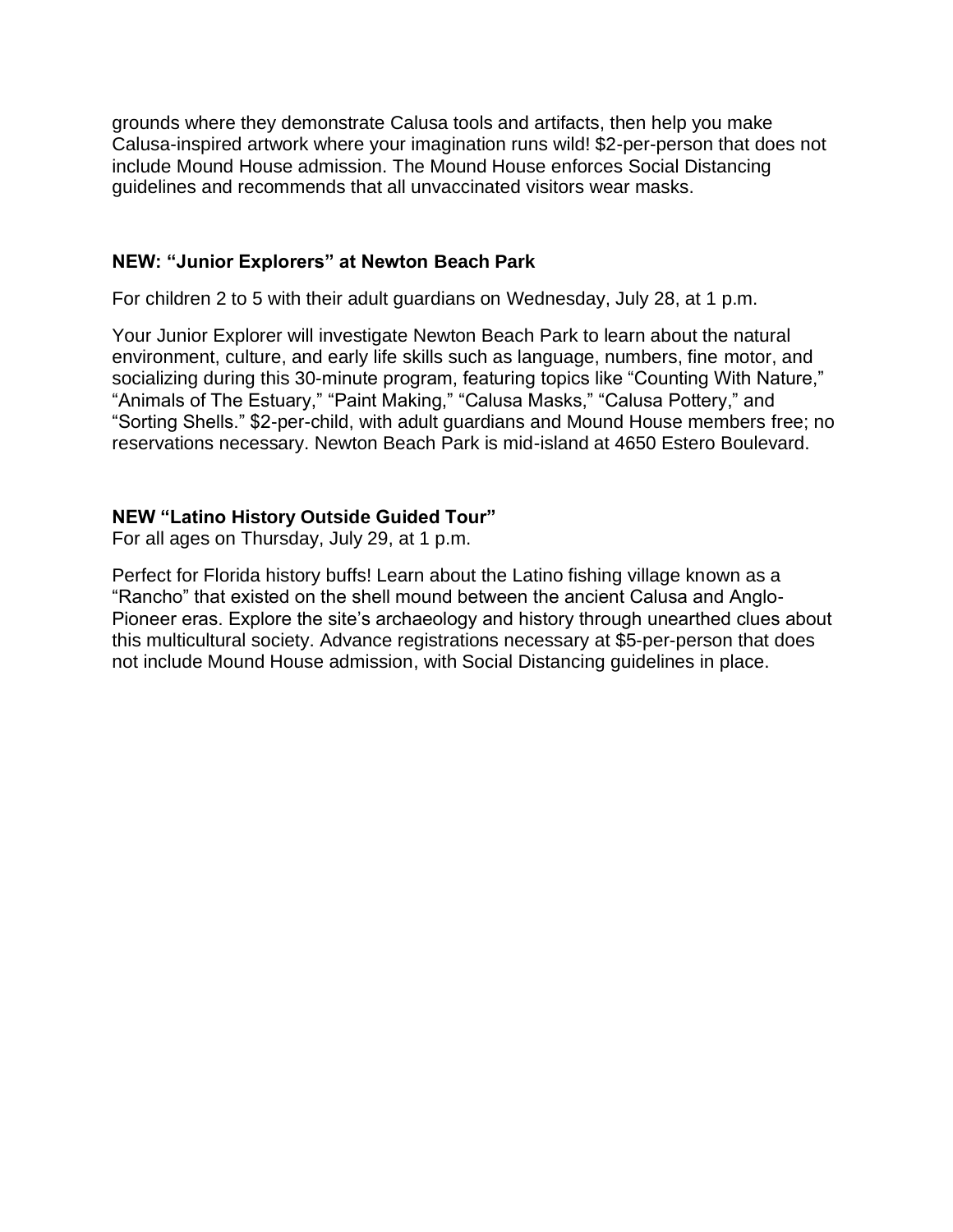grounds where they demonstrate Calusa tools and artifacts, then help you make Calusa-inspired artwork where your imagination runs wild! $2-per-person that does not include Mound House admission. The Mound House enforces Social Distancing guidelines and recommends that all unvaccinated visitors wear masks.

**NEW: "Junior Explorers" at Newton Beach Park**

For children 2 to 5 with their adult guardians on Wednesday, July 28, at 1 p.m.

Your Junior Explorer will investigate Newton Beach Park to learn about the natural environment, culture, and early life skills such as language, numbers, fine motor, and socializing during this 30-minute program, featuring topics like "Counting With Nature," "Animals of The Estuary," "Paint Making," "Calusa Masks," "Calusa Pottery," and "Sorting Shells." $2-per-child, with adult guardians and Mound House members free; no reservations necessary. Newton Beach Park is mid-island at 4650 Estero Boulevard.

**NEW "Latino History Outside Guided Tour"**

For all ages on Thursday, July 29, at 1 p.m.

Perfect for Florida history buffs! Learn about the Latino fishing village known as a "Rancho" that existed on the shell mound between the ancient Calusa and Anglo-Pioneer eras. Explore the site's archaeology and history through unearthed clues about this multicultural society. Advance registrations necessary at $5-per-person that does not include Mound House admission, with Social Distancing guidelines in place.